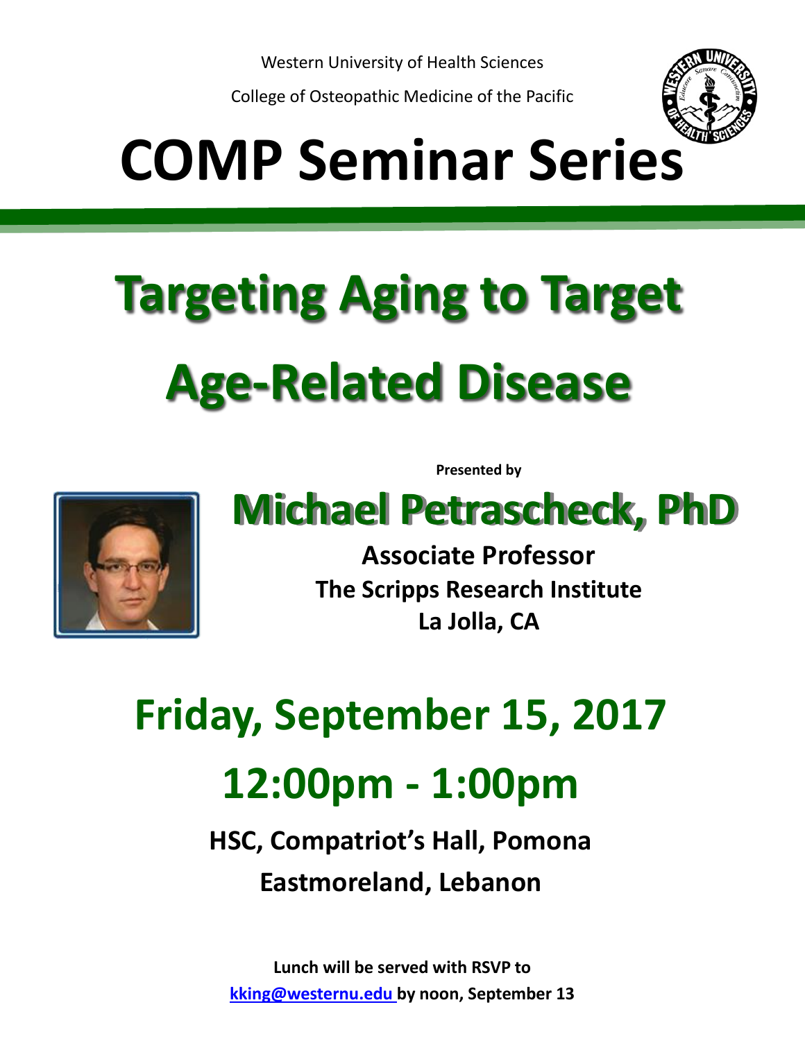Western University of Health Sciences

College of Osteopathic Medicine of the Pacific

# COMP Seminar Series

## Targeting Aging to Target Age-Related Disease

**Presented by**

## Michael Petrascheck, PhD

**Associate Professor**
**The Scripps Research Institute**
**La Jolla, CA**

## Friday, September 15, 2017

## 12:00pm - 1:00pm

**HSC, Compatriot's Hall, Pomona**

**Eastmoreland, Lebanon**

**Lunch will be served with RSVP to [kking@westernu.edu](mailto:kking@westernu.edu) by noon, September 13**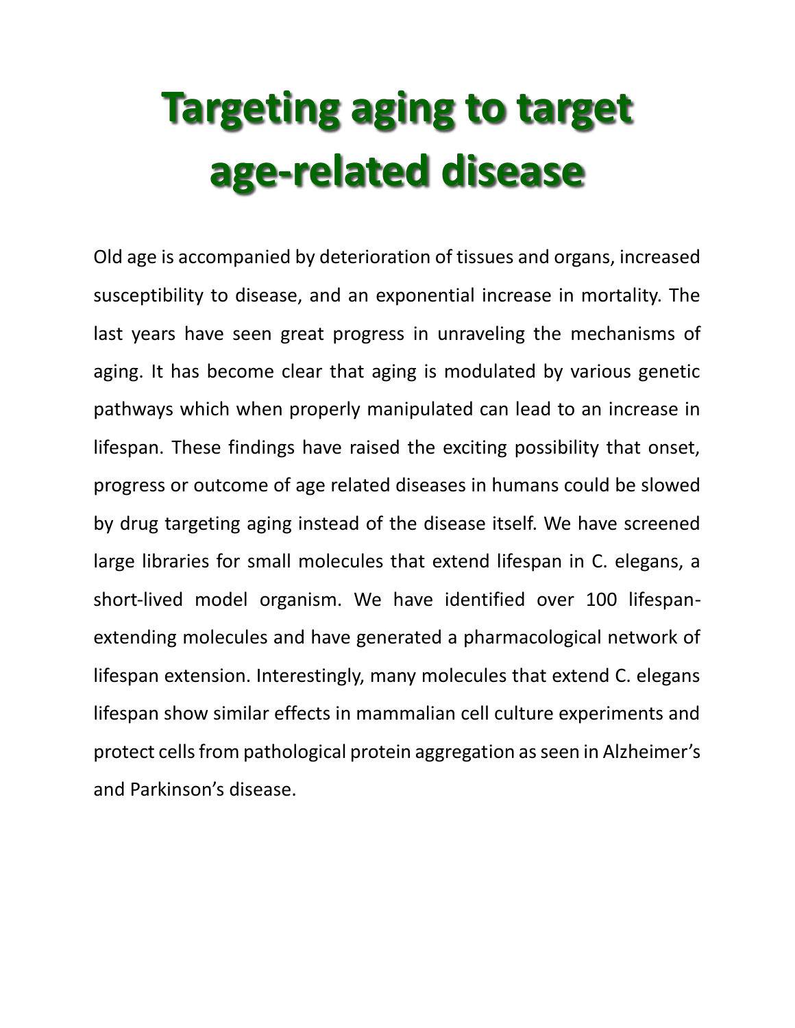# Targeting aging to target age-related disease

Old age is accompanied by deterioration of tissues and organs, increased susceptibility to disease, and an exponential increase in mortality. The last years have seen great progress in unraveling the mechanisms of aging. It has become clear that aging is modulated by various genetic pathways which when properly manipulated can lead to an increase in lifespan. These findings have raised the exciting possibility that onset, progress or outcome of age related diseases in humans could be slowed by drug targeting aging instead of the disease itself. We have screened large libraries for small molecules that extend lifespan in C. elegans, a short-lived model organism. We have identified over 100 lifespan-extending molecules and have generated a pharmacological network of lifespan extension. Interestingly, many molecules that extend C. elegans lifespan show similar effects in mammalian cell culture experiments and protect cells from pathological protein aggregation as seen in Alzheimer's and Parkinson's disease.